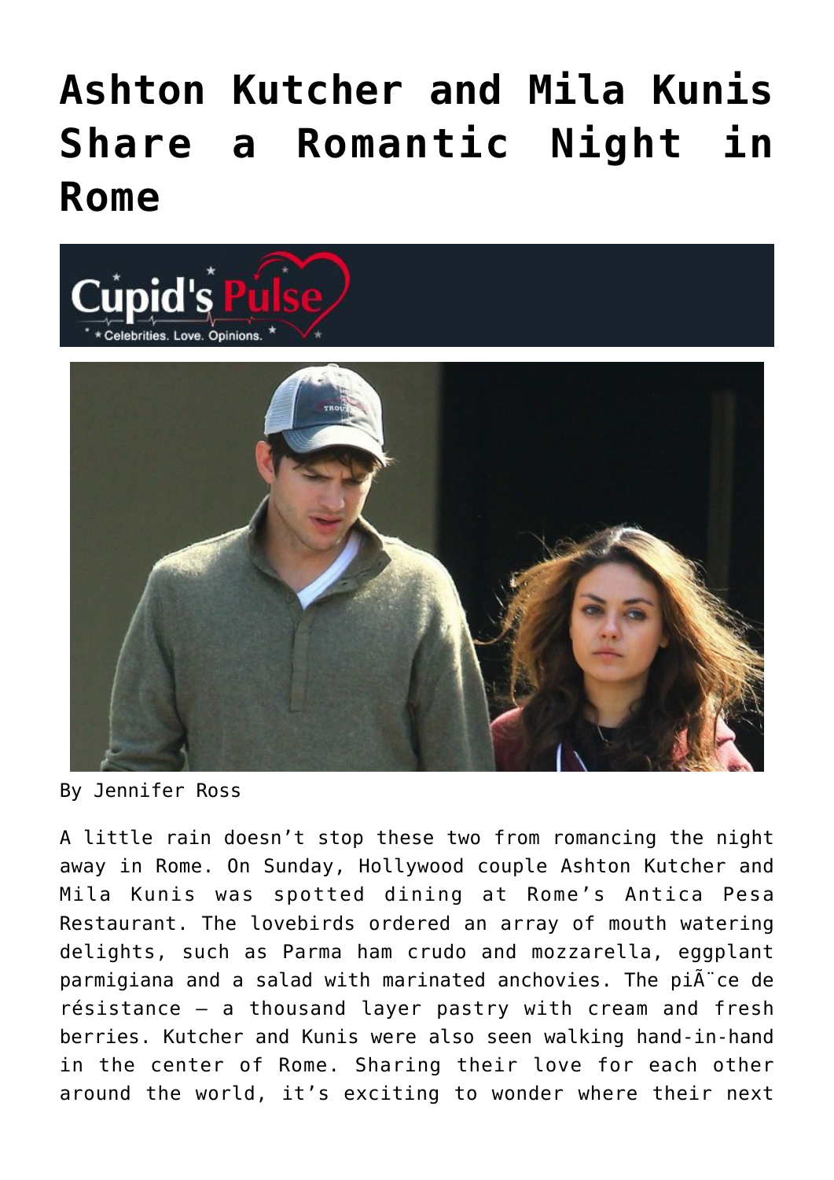# Ashton Kutcher and Mila Kunis Share a Romantic Night in Rome

By Jennifer Ross

A little rain doesn't stop these two from romancing the night away in Rome. On Sunday, Hollywood couple Ashton Kutcher and Mila Kunis was spotted dining at Rome's Antica Pesa Restaurant. The lovebirds ordered an array of mouth watering delights, such as Parma ham crudo and mozzarella, eggplant parmigiana and a salad with marinated anchovies. The piÃ¨ce de résistance – a thousand layer pastry with cream and fresh berries. Kutcher and Kunis were also seen walking hand-in-hand in the center of Rome. Sharing their love for each other around the world, it's exciting to wonder where their next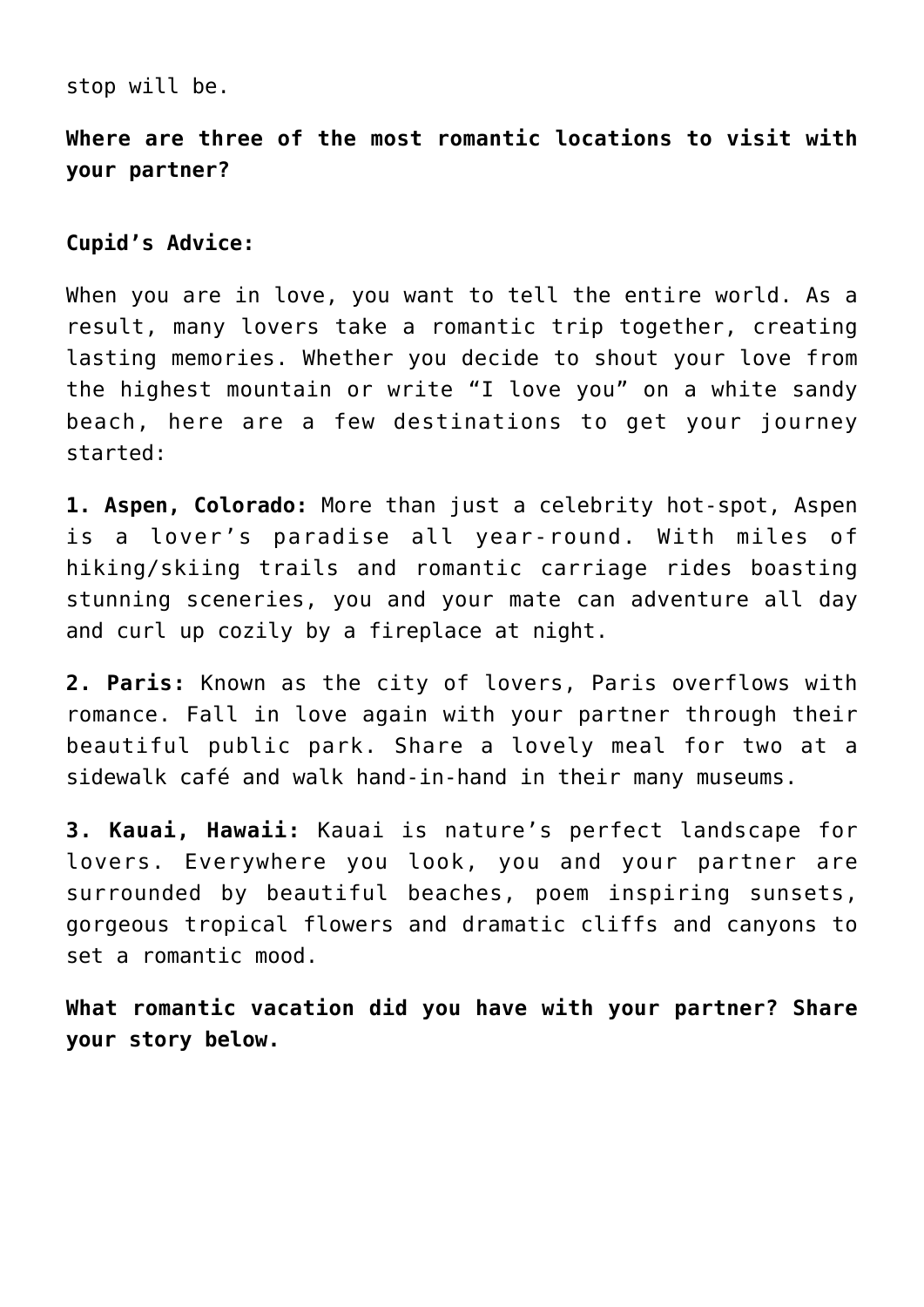stop will be.

**Where are three of the most romantic locations to visit with your partner?**

**Cupid's Advice:**

When you are in love, you want to tell the entire world. As a result, many lovers take a romantic trip together, creating lasting memories. Whether you decide to shout your love from the highest mountain or write "I love you" on a white sandy beach, here are a few destinations to get your journey started:

**1. Aspen, Colorado:** More than just a celebrity hot-spot, Aspen is a lover's paradise all year-round. With miles of hiking/skiing trails and romantic carriage rides boasting stunning sceneries, you and your mate can adventure all day and curl up cozily by a fireplace at night.

**2. Paris:** Known as the city of lovers, Paris overflows with romance. Fall in love again with your partner through their beautiful public park. Share a lovely meal for two at a sidewalk café and walk hand-in-hand in their many museums.

**3. Kauai, Hawaii:** Kauai is nature's perfect landscape for lovers. Everywhere you look, you and your partner are surrounded by beautiful beaches, poem inspiring sunsets, gorgeous tropical flowers and dramatic cliffs and canyons to set a romantic mood.

**What romantic vacation did you have with your partner? Share your story below.**